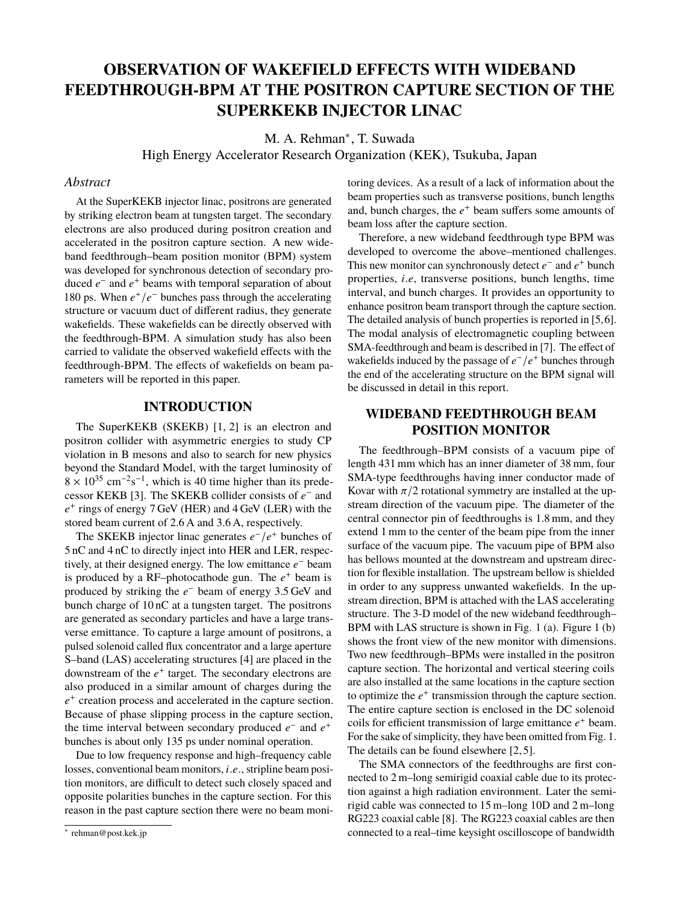# OBSERVATION OF WAKEFIELD EFFECTS WITH WIDEBAND FEEDTHROUGH-BPM AT THE POSITRON CAPTURE SECTION OF THE SUPERKEKB INJECTOR LINAC

M. A. Rehman*, T. Suwada
High Energy Accelerator Research Organization (KEK), Tsukuba, Japan

## *Abstract*

At the SuperKEKB injector linac, positrons are generated by striking electron beam at tungsten target. The secondary electrons are also produced during positron creation and accelerated in the positron capture section. A new wideband feedthrough–beam position monitor (BPM) system was developed for synchronous detection of secondary produced $e^-$ and $e^+$ beams with temporal separation of about 180 ps. When $e^+/e^-$ bunches pass through the accelerating structure or vacuum duct of different radius, they generate wakefields. These wakefields can be directly observed with the feedthrough-BPM. A simulation study has also been carried to validate the observed wakefield effects with the feedthrough-BPM. The effects of wakefields on beam parameters will be reported in this paper.

## INTRODUCTION

The SuperKEKB (SKEKB) [1, 2] is an electron and positron collider with asymmetric energies to study CP violation in B mesons and also to search for new physics beyond the Standard Model, with the target luminosity of $8 \times 10^{35}$ cm$^{-2}$s$^{-1}$, which is 40 time higher than its predecessor KEKB [3]. The SKEKB collider consists of $e^-$ and $e^+$ rings of energy 7 GeV (HER) and 4 GeV (LER) with the stored beam current of 2.6 A and 3.6 A, respectively.

The SKEKB injector linac generates $e^-/e^+$ bunches of 5 nC and 4 nC to directly inject into HER and LER, respectively, at their designed energy. The low emittance $e^-$ beam is produced by a RF–photocathode gun. The $e^+$ beam is produced by striking the $e^-$ beam of energy 3.5 GeV and bunch charge of 10 nC at a tungsten target. The positrons are generated as secondary particles and have a large transverse emittance. To capture a large amount of positrons, a pulsed solenoid called flux concentrator and a large aperture S–band (LAS) accelerating structures [4] are placed in the downstream of the $e^+$ target. The secondary electrons are also produced in a similar amount of charges during the $e^+$ creation process and accelerated in the capture section. Because of phase slipping process in the capture section, the time interval between secondary produced $e^-$ and $e^+$ bunches is about only 135 ps under nominal operation.

Due to low frequency response and high–frequency cable losses, conventional beam monitors, *i.e*., stripline beam position monitors, are difficult to detect such closely spaced and opposite polarities bunches in the capture section. For this reason in the past capture section there were no beam monitoring devices. As a result of a lack of information about the beam properties such as transverse positions, bunch lengths and, bunch charges, the $e^+$ beam suffers some amounts of beam loss after the capture section.

Therefore, a new wideband feedthrough type BPM was developed to overcome the above–mentioned challenges. This new monitor can synchronously detect $e^-$ and $e^+$ bunch properties, *i.e*, transverse positions, bunch lengths, time interval, and bunch charges. It provides an opportunity to enhance positron beam transport through the capture section. The detailed analysis of bunch properties is reported in [5,6]. The modal analysis of electromagnetic coupling between SMA-feedthrough and beam is described in [7]. The effect of wakefields induced by the passage of $e^-/e^+$ bunches through the end of the accelerating structure on the BPM signal will be discussed in detail in this report.

## WIDEBAND FEEDTHROUGH BEAM POSITION MONITOR

The feedthrough–BPM consists of a vacuum pipe of length 431 mm which has an inner diameter of 38 mm, four SMA-type feedthroughs having inner conductor made of Kovar with $\pi/2$ rotational symmetry are installed at the upstream direction of the vacuum pipe. The diameter of the central connector pin of feedthroughs is 1.8 mm, and they extend 1 mm to the center of the beam pipe from the inner surface of the vacuum pipe. The vacuum pipe of BPM also has bellows mounted at the downstream and upstream direction for flexible installation. The upstream bellow is shielded in order to any suppress unwanted wakefields. In the upstream direction, BPM is attached with the LAS accelerating structure. The 3-D model of the new wideband feedthrough–BPM with LAS structure is shown in Fig. 1 (a). Figure 1 (b) shows the front view of the new monitor with dimensions. Two new feedthrough–BPMs were installed in the positron capture section. The horizontal and vertical steering coils are also installed at the same locations in the capture section to optimize the $e^+$ transmission through the capture section. The entire capture section is enclosed in the DC solenoid coils for efficient transmission of large emittance $e^+$ beam. For the sake of simplicity, they have been omitted from Fig. 1. The details can be found elsewhere [2,5].

The SMA connectors of the feedthroughs are first connected to 2 m–long semirigid coaxial cable due to its protection against a high radiation environment. Later the semirigid cable was connected to 15 m–long 10D and 2 m–long RG223 coaxial cable [8]. The RG223 coaxial cables are then connected to a real–time keysight oscilloscope of bandwidth

* rehman@post.kek.jp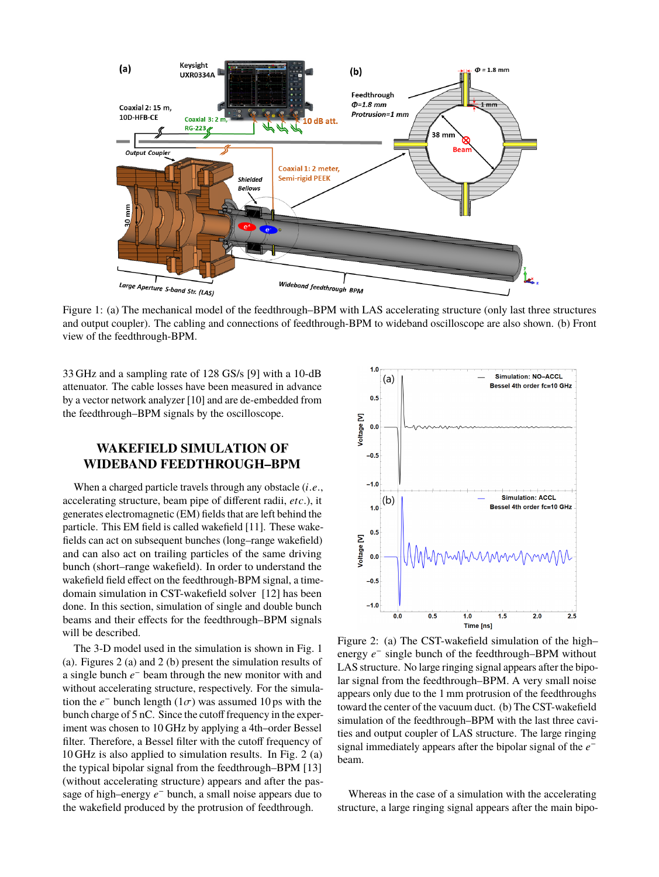Figure 1: (a) The mechanical model of the feedthrough–BPM with LAS accelerating structure (only last three structures and output coupler). The cabling and connections of feedthrough-BPM to wideband oscilloscope are also shown. (b) Front view of the feedthrough-BPM.

33 GHz and a sampling rate of 128 GS/s [9] with a 10-dB attenuator. The cable losses have been measured in advance by a vector network analyzer [10] and are de-embedded from the feedthrough–BPM signals by the oscilloscope.

## WAKEFIELD SIMULATION OF WIDEBAND FEEDTHROUGH–BPM

When a charged particle travels through any obstacle (*i.e.*, accelerating structure, beam pipe of different radii, *etc.*), it generates electromagnetic (EM) fields that are left behind the particle. This EM field is called wakefield [11]. These wakefields can act on subsequent bunches (long–range wakefield) and can also act on trailing particles of the same driving bunch (short–range wakefield). In order to understand the wakefield field effect on the feedthrough-BPM signal, a time-domain simulation in CST-wakefield solver [12] has been done. In this section, simulation of single and double bunch beams and their effects for the feedthrough–BPM signals will be described.

The 3-D model used in the simulation is shown in Fig. 1 (a). Figures 2 (a) and 2 (b) present the simulation results of a single bunch $e^-$ beam through the new monitor with and without accelerating structure, respectively. For the simulation the $e^-$ bunch length ($1\sigma$) was assumed 10 ps with the bunch charge of 5 nC. Since the cutoff frequency in the experiment was chosen to 10 GHz by applying a 4th–order Bessel filter. Therefore, a Bessel filter with the cutoff frequency of 10 GHz is also applied to simulation results. In Fig. 2 (a) the typical bipolar signal from the feedthrough–BPM [13] (without accelerating structure) appears and after the passage of high–energy $e^-$ bunch, a small noise appears due to the wakefield produced by the protrusion of feedthrough.

Figure 2: (a) The CST-wakefield simulation of the high–energy $e^-$ single bunch of the feedthrough–BPM without LAS structure. No large ringing signal appears after the bipolar signal from the feedthrough–BPM. A very small noise appears only due to the 1 mm protrusion of the feedthroughs toward the center of the vacuum duct. (b) The CST-wakefield simulation of the feedthrough–BPM with the last three cavities and output coupler of LAS structure. The large ringing signal immediately appears after the bipolar signal of the $e^-$ beam.

Whereas in the case of a simulation with the accelerating structure, a large ringing signal appears after the main bipo-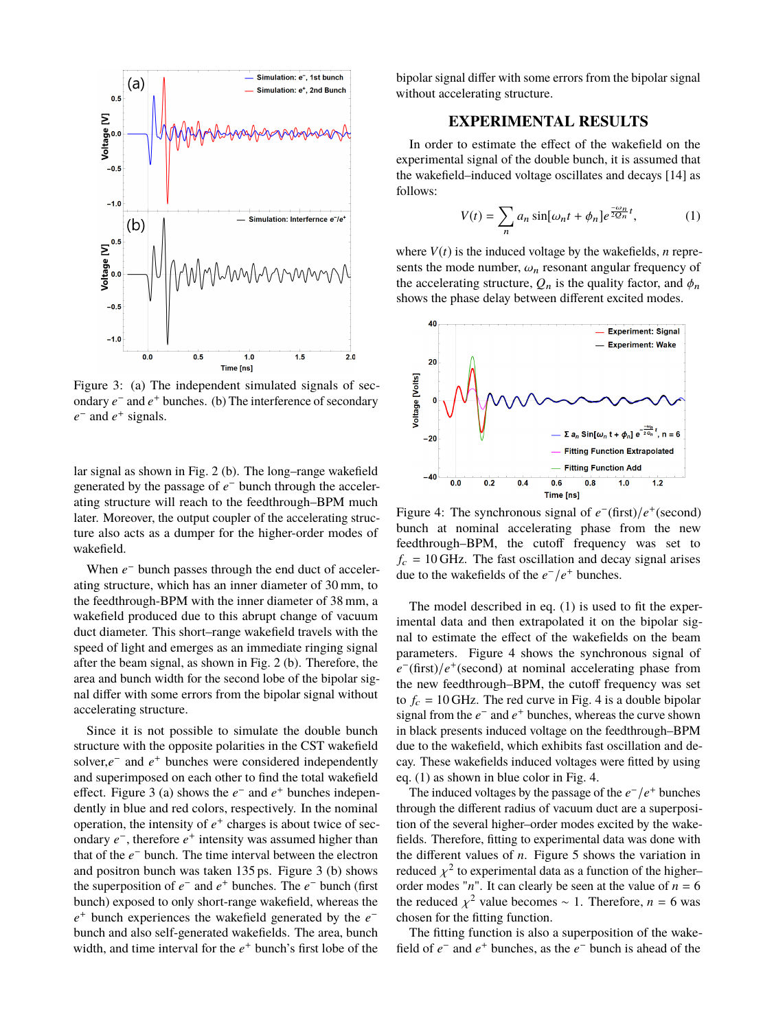Figure 3: (a) The independent simulated signals of secondary $e^-$ and $e^+$ bunches. (b) The interference of secondary $e^-$ and $e^+$ signals.

lar signal as shown in Fig. 2 (b). The long–range wakefield generated by the passage of $e^-$ bunch through the accelerating structure will reach to the feedthrough–BPM much later. Moreover, the output coupler of the accelerating structure also acts as a dumper for the higher-order modes of wakefield.

When $e^-$ bunch passes through the end duct of accelerating structure, which has an inner diameter of 30 mm, to the feedthrough-BPM with the inner diameter of 38 mm, a wakefield produced due to this abrupt change of vacuum duct diameter. This short–range wakefield travels with the speed of light and emerges as an immediate ringing signal after the beam signal, as shown in Fig. 2 (b). Therefore, the area and bunch width for the second lobe of the bipolar signal differ with some errors from the bipolar signal without accelerating structure.

Since it is not possible to simulate the double bunch structure with the opposite polarities in the CST wakefield solver, $e^-$ and $e^+$ bunches were considered independently and superimposed on each other to find the total wakefield effect. Figure 3 (a) shows the $e^-$ and $e^+$ bunches independently in blue and red colors, respectively. In the nominal operation, the intensity of $e^+$ charges is about twice of secondary $e^-$, therefore $e^+$ intensity was assumed higher than that of the $e^-$ bunch. The time interval between the electron and positron bunch was taken 135 ps. Figure 3 (b) shows the superposition of $e^-$ and $e^+$ bunches. The $e^-$ bunch (first bunch) exposed to only short-range wakefield, whereas the $e^+$ bunch experiences the wakefield generated by the $e^-$ bunch and also self-generated wakefields. The area, bunch width, and time interval for the $e^+$ bunch's first lobe of the bipolar signal differ with some errors from the bipolar signal without accelerating structure.

## EXPERIMENTAL RESULTS

In order to estimate the effect of the wakefield on the experimental signal of the double bunch, it is assumed that the wakefield–induced voltage oscillates and decays [14] as follows:

$$V(t) = \sum_n a_n \sin[\omega_n t + \phi_n] e^{\frac{-\omega_n}{2Q_n} t}, \tag{1}$$

where $V(t)$ is the induced voltage by the wakefields, $n$ represents the mode number, $\omega_n$ resonant angular frequency of the accelerating structure, $Q_n$ is the quality factor, and $\phi_n$ shows the phase delay between different excited modes.

Figure 4: The synchronous signal of $e^-$(first)/$e^+$(second) bunch at nominal accelerating phase from the new feedthrough–BPM, the cutoff frequency was set to $f_c$ = 10 GHz. The fast oscillation and decay signal arises due to the wakefields of the $e^-/e^+$ bunches.

The model described in eq. (1) is used to fit the experimental data and then extrapolated it on the bipolar signal to estimate the effect of the wakefields on the beam parameters. Figure 4 shows the synchronous signal of $e^-$(first)/$e^+$(second) at nominal accelerating phase from the new feedthrough–BPM, the cutoff frequency was set to $f_c$ = 10 GHz. The red curve in Fig. 4 is a double bipolar signal from the $e^-$ and $e^+$ bunches, whereas the curve shown in black presents induced voltage on the feedthrough–BPM due to the wakefield, which exhibits fast oscillation and decay. These wakefields induced voltages were fitted by using eq. (1) as shown in blue color in Fig. 4.

The induced voltages by the passage of the $e^-/e^+$ bunches through the different radius of vacuum duct are a superposition of the several higher–order modes excited by the wakefields. Therefore, fitting to experimental data was done with the different values of $n$. Figure 5 shows the variation in reduced $\chi^2$ to experimental data as a function of the higher–order modes "$n$". It can clearly be seen at the value of $n = 6$ the reduced $\chi^2$ value becomes ∼ 1. Therefore, $n = 6$ was chosen for the fitting function.

The fitting function is also a superposition of the wakefield of $e^-$ and $e^+$ bunches, as the $e^-$ bunch is ahead of the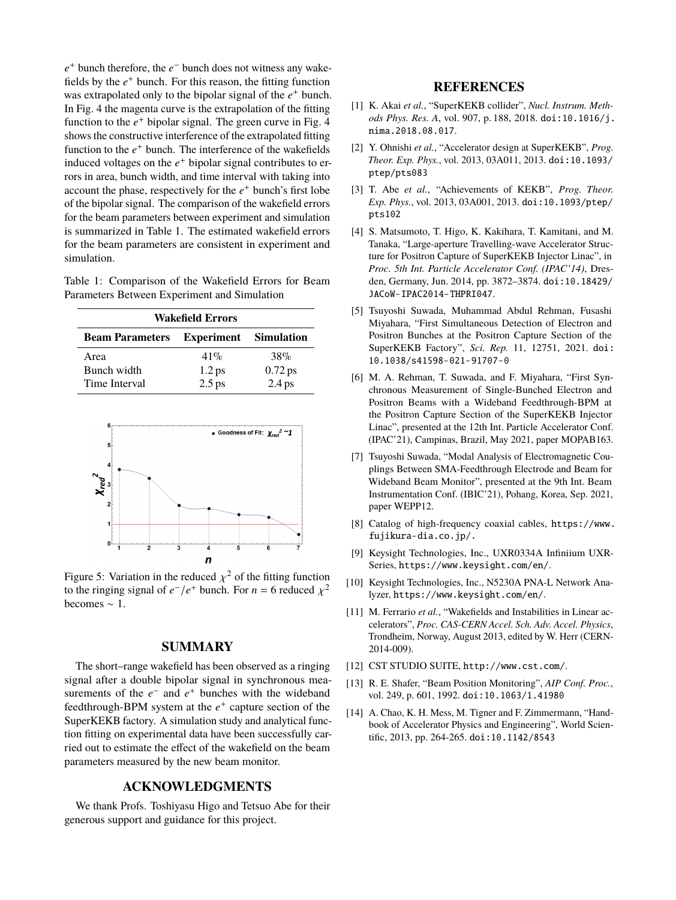$e^+$ bunch therefore, the $e^-$ bunch does not witness any wakefields by the $e^+$ bunch. For this reason, the fitting function was extrapolated only to the bipolar signal of the $e^+$ bunch. In Fig. 4 the magenta curve is the extrapolation of the fitting function to the $e^+$ bipolar signal. The green curve in Fig. 4 shows the constructive interference of the extrapolated fitting function to the $e^+$ bunch. The interference of the wakefields induced voltages on the $e^+$ bipolar signal contributes to errors in area, bunch width, and time interval with taking into account the phase, respectively for the $e^+$ bunch's first lobe of the bipolar signal. The comparison of the wakefield errors for the beam parameters between experiment and simulation is summarized in Table 1. The estimated wakefield errors for the beam parameters are consistent in experiment and simulation.

Table 1: Comparison of the Wakefield Errors for Beam Parameters Between Experiment and Simulation

| Wakefield Errors | | |
|---|---|---|
| **Beam Parameters** | **Experiment** | **Simulation** |
| Area | 41% | 38% |
| Bunch width | 1.2 ps | 0.72 ps |
| Time Interval | 2.5 ps | 2.4 ps |

Goodness of Fit: $\chi_{red}^2 \sim 1$

$\chi_{red}^2$

0
1
2
3
4
5
6

$n$

1
2
3
4
5
6
7

Figure 5: Variation in the reduced $\chi^2$ of the fitting function to the ringing signal of $e^-/e^+$ bunch. For $n = 6$ reduced $\chi^2$ becomes $\sim 1$.

## SUMMARY

The short–range wakefield has been observed as a ringing signal after a double bipolar signal in synchronous measurements of the $e^-$ and $e^+$ bunches with the wideband feedthrough-BPM system at the $e^+$ capture section of the SuperKEKB factory. A simulation study and analytical function fitting on experimental data have been successfully carried out to estimate the effect of the wakefield on the beam parameters measured by the new beam monitor.

## ACKNOWLEDGMENTS

We thank Profs. Toshiyasu Higo and Tetsuo Abe for their generous support and guidance for this project.

## REFERENCES

[1] K. Akai *et al.*, "SuperKEKB collider", *Nucl. Instrum. Methods Phys. Res. A*, vol. 907, p. 188, 2018. doi:10.1016/j.nima.2018.08.017.

[2] Y. Ohnishi *et al.*, "Accelerator design at SuperKEKB", *Prog. Theor. Exp. Phys.*, vol. 2013, 03A011, 2013. doi:10.1093/ptep/pts083

[3] T. Abe *et al.*, "Achievements of KEKB", *Prog. Theor. Exp. Phys.*, vol. 2013, 03A001, 2013. doi:10.1093/ptep/pts102

[4] S. Matsumoto, T. Higo, K. Kakihara, T. Kamitani, and M. Tanaka, "Large-aperture Travelling-wave Accelerator Structure for Positron Capture of SuperKEKB Injector Linac", in *Proc. 5th Int. Particle Accelerator Conf. (IPAC'14)*, Dresden, Germany, Jun. 2014, pp. 3872–3874. doi:10.18429/JACoW-IPAC2014-THPRI047.

[5] Tsuyoshi Suwada, Muhammad Abdul Rehman, Fusashi Miyahara, "First Simultaneous Detection of Electron and Positron Bunches at the Positron Capture Section of the SuperKEKB Factory", *Sci. Rep.* 11, 12751, 2021. doi:10.1038/s41598-021-91707-0

[6] M. A. Rehman, T. Suwada, and F. Miyahara, "First Synchronous Measurement of Single-Bunched Electron and Positron Beams with a Wideband Feedthrough-BPM at the Positron Capture Section of the SuperKEKB Injector Linac", presented at the 12th Int. Particle Accelerator Conf. (IPAC'21), Campinas, Brazil, May 2021, paper MOPAB163.

[7] Tsuyoshi Suwada, "Modal Analysis of Electromagnetic Couplings Between SMA-Feedthrough Electrode and Beam for Wideband Beam Monitor", presented at the 9th Int. Beam Instrumentation Conf. (IBIC'21), Pohang, Korea, Sep. 2021, paper WEPP12.

[8] Catalog of high-frequency coaxial cables, https://www.fujikura-dia.co.jp/.

[9] Keysight Technologies, Inc., UXR0334A Infiniium UXR-Series, https://www.keysight.com/en/.

[10] Keysight Technologies, Inc., N5230A PNA-L Network Analyzer, https://www.keysight.com/en/.

[11] M. Ferrario *et al.*, "Wakefields and Instabilities in Linear accelerators", *Proc. CAS-CERN Accel. Sch. Adv. Accel. Physics*, Trondheim, Norway, August 2013, edited by W. Herr (CERN-2014-009).

[12] CST STUDIO SUITE, http://www.cst.com/.

[13] R. E. Shafer, "Beam Position Monitoring", *AIP Conf. Proc.*, vol. 249, p. 601, 1992. doi:10.1063/1.41980

[14] A. Chao, K. H. Mess, M. Tigner and F. Zimmermann, "Handbook of Accelerator Physics and Engineering", World Scientific, 2013, pp. 264-265. doi:10.1142/8543